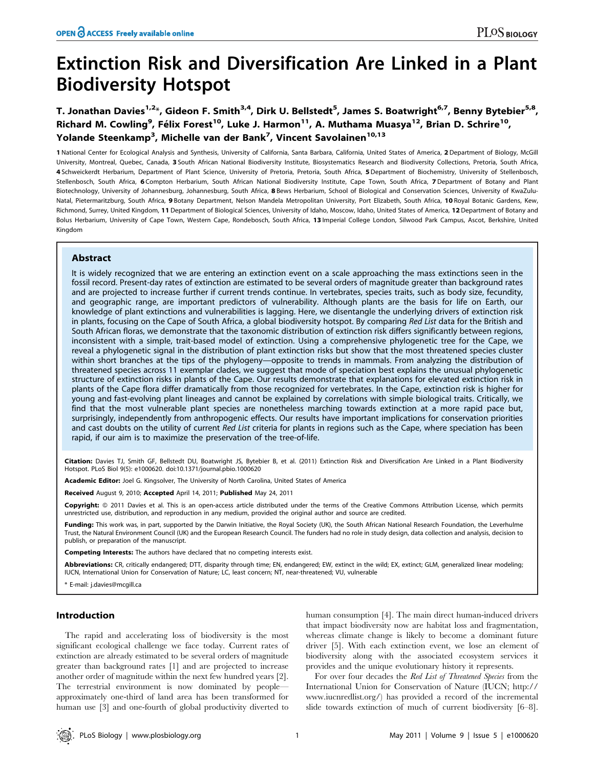# Extinction Risk and Diversification Are Linked in a Plant Biodiversity Hotspot

**T. Jonathan Davies[1,2]*, Gideon F. Smith[3,4], Dirk U. Bellstedt[5], James S. Boatwright[6,7], Benny Bytebier[5,8], Richard M. Cowling[9], Félix Forest[10], Luke J. Harmon[11], A. Muthama Muasya[12], Brian D. Schrire[10], Yolande Steenkamp[3], Michelle van der Bank[7], Vincent Savolainen[10,13]**

1 National Center for Ecological Analysis and Synthesis, University of California, Santa Barbara, California, United States of America, 2 Department of Biology, McGill University, Montreal, Quebec, Canada, 3 South African National Biodiversity Institute, Biosystematics Research and Biodiversity Collections, Pretoria, South Africa, 4 Schweickerdt Herbarium, Department of Plant Science, University of Pretoria, Pretoria, South Africa, 5 Department of Biochemistry, University of Stellenbosch, Stellenbosch, South Africa, 6 Compton Herbarium, South African National Biodiversity Institute, Cape Town, South Africa, 7 Department of Botany and Plant Biotechnology, University of Johannesburg, Johannesburg, South Africa, 8 Bews Herbarium, School of Biological and Conservation Sciences, University of KwaZulu-Natal, Pietermaritzburg, South Africa, 9 Botany Department, Nelson Mandela Metropolitan University, Port Elizabeth, South Africa, 10 Royal Botanic Gardens, Kew, Richmond, Surrey, United Kingdom, 11 Department of Biological Sciences, University of Idaho, Moscow, Idaho, United States of America, 12 Department of Botany and Bolus Herbarium, University of Cape Town, Western Cape, Rondebosch, South Africa, 13 Imperial College London, Silwood Park Campus, Ascot, Berkshire, United Kingdom

## Abstract

It is widely recognized that we are entering an extinction event on a scale approaching the mass extinctions seen in the fossil record. Present-day rates of extinction are estimated to be several orders of magnitude greater than background rates and are projected to increase further if current trends continue. In vertebrates, species traits, such as body size, fecundity, and geographic range, are important predictors of vulnerability. Although plants are the basis for life on Earth, our knowledge of plant extinctions and vulnerabilities is lagging. Here, we disentangle the underlying drivers of extinction risk in plants, focusing on the Cape of South Africa, a global biodiversity hotspot. By comparing *Red List* data for the British and South African floras, we demonstrate that the taxonomic distribution of extinction risk differs significantly between regions, inconsistent with a simple, trait-based model of extinction. Using a comprehensive phylogenetic tree for the Cape, we reveal a phylogenetic signal in the distribution of plant extinction risks but show that the most threatened species cluster within short branches at the tips of the phylogeny—opposite to trends in mammals. From analyzing the distribution of threatened species across 11 exemplar clades, we suggest that mode of speciation best explains the unusual phylogenetic structure of extinction risks in plants of the Cape. Our results demonstrate that explanations for elevated extinction risk in plants of the Cape flora differ dramatically from those recognized for vertebrates. In the Cape, extinction risk is higher for young and fast-evolving plant lineages and cannot be explained by correlations with simple biological traits. Critically, we find that the most vulnerable plant species are nonetheless marching towards extinction at a more rapid pace but, surprisingly, independently from anthropogenic effects. Our results have important implications for conservation priorities and cast doubts on the utility of current *Red List* criteria for plants in regions such as the Cape, where speciation has been rapid, if our aim is to maximize the preservation of the tree-of-life.

**Citation:** Davies TJ, Smith GF, Bellstedt DU, Boatwright JS, Bytebier B, et al. (2011) Extinction Risk and Diversification Are Linked in a Plant Biodiversity Hotspot. PLoS Biol 9(5): e1000620. doi:10.1371/journal.pbio.1000620

**Academic Editor:** Joel G. Kingsolver, The University of North Carolina, United States of America

**Received** August 9, 2010; **Accepted** April 14, 2011; **Published** May 24, 2011

**Copyright:** © 2011 Davies et al. This is an open-access article distributed under the terms of the Creative Commons Attribution License, which permits unrestricted use, distribution, and reproduction in any medium, provided the original author and source are credited.

**Funding:** This work was, in part, supported by the Darwin Initiative, the Royal Society (UK), the South African National Research Foundation, the Leverhulme Trust, the Natural Environment Council (UK) and the European Research Council. The funders had no role in study design, data collection and analysis, decision to publish, or preparation of the manuscript.

**Competing Interests:** The authors have declared that no competing interests exist.

**Abbreviations:** CR, critically endangered; DTT, disparity through time; EN, endangered; EW, extinct in the wild; EX, extinct; GLM, generalized linear modeling; IUCN, International Union for Conservation of Nature; LC, least concern; NT, near-threatened; VU, vulnerable

\* E-mail: j.davies@mcgill.ca

## Introduction

The rapid and accelerating loss of biodiversity is the most significant ecological challenge we face today. Current rates of extinction are already estimated to be several orders of magnitude greater than background rates [1] and are projected to increase another order of magnitude within the next few hundred years [2]. The terrestrial environment is now dominated by people—approximately one-third of land area has been transformed for human use [3] and one-fourth of global productivity diverted to human consumption [4]. The main direct human-induced drivers that impact biodiversity now are habitat loss and fragmentation, whereas climate change is likely to become a dominant future driver [5]. With each extinction event, we lose an element of biodiversity along with the associated ecosystem services it provides and the unique evolutionary history it represents.

For over four decades the *Red List of Threatened Species* from the International Union for Conservation of Nature (IUCN; http://www.iucnredlist.org/) has provided a record of the incremental slide towards extinction of much of current biodiversity [6–8].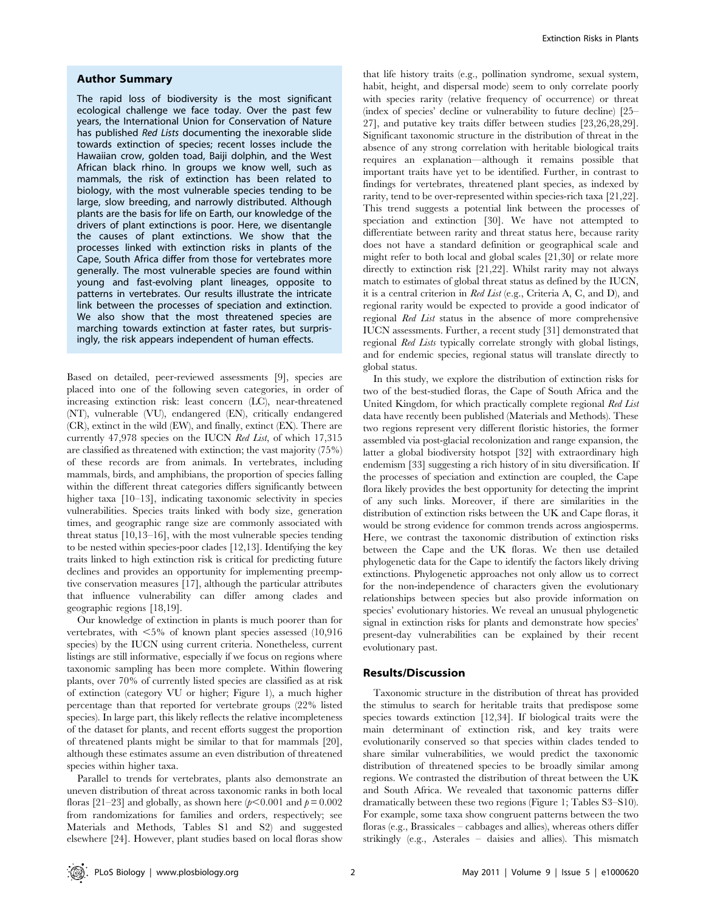## Author Summary

The rapid loss of biodiversity is the most significant ecological challenge we face today. Over the past few years, the International Union for Conservation of Nature has published *Red Lists* documenting the inexorable slide towards extinction of species; recent losses include the Hawaiian crow, golden toad, Baiji dolphin, and the West African black rhino. In groups we know well, such as mammals, the risk of extinction has been related to biology, with the most vulnerable species tending to be large, slow breeding, and narrowly distributed. Although plants are the basis for life on Earth, our knowledge of the drivers of plant extinctions is poor. Here, we disentangle the causes of plant extinctions. We show that the processes linked with extinction risks in plants of the Cape, South Africa differ from those for vertebrates more generally. The most vulnerable species are found within young and fast-evolving plant lineages, opposite to patterns in vertebrates. Our results illustrate the intricate link between the processes of speciation and extinction. We also show that the most threatened species are marching towards extinction at faster rates, but surprisingly, the risk appears independent of human effects.

Based on detailed, peer-reviewed assessments [9], species are placed into one of the following seven categories, in order of increasing extinction risk: least concern (LC), near-threatened (NT), vulnerable (VU), endangered (EN), critically endangered (CR), extinct in the wild (EW), and finally, extinct (EX). There are currently 47,978 species on the IUCN *Red List*, of which 17,315 are classified as threatened with extinction; the vast majority (75%) of these records are from animals. In vertebrates, including mammals, birds, and amphibians, the proportion of species falling within the different threat categories differs significantly between higher taxa [10–13], indicating taxonomic selectivity in species vulnerabilities. Species traits linked with body size, generation times, and geographic range size are commonly associated with threat status [10,13–16], with the most vulnerable species tending to be nested within species-poor clades [12,13]. Identifying the key traits linked to high extinction risk is critical for predicting future declines and provides an opportunity for implementing preemptive conservation measures [17], although the particular attributes that influence vulnerability can differ among clades and geographic regions [18,19].

Our knowledge of extinction in plants is much poorer than for vertebrates, with <5% of known plant species assessed (10,916 species) by the IUCN using current criteria. Nonetheless, current listings are still informative, especially if we focus on regions where taxonomic sampling has been more complete. Within flowering plants, over 70% of currently listed species are classified as at risk of extinction (category VU or higher; Figure 1), a much higher percentage than that reported for vertebrate groups (22% listed species). In large part, this likely reflects the relative incompleteness of the dataset for plants, and recent efforts suggest the proportion of threatened plants might be similar to that for mammals [20], although these estimates assume an even distribution of threatened species within higher taxa.

Parallel to trends for vertebrates, plants also demonstrate an uneven distribution of threat across taxonomic ranks in both local floras [21–23] and globally, as shown here ($p<0.001$ and $p=0.002$ from randomizations for families and orders, respectively; see Materials and Methods, Tables S1 and S2) and suggested elsewhere [24]. However, plant studies based on local floras show that life history traits (e.g., pollination syndrome, sexual system, habit, height, and dispersal mode) seem to only correlate poorly with species rarity (relative frequency of occurrence) or threat (index of species' decline or vulnerability to future decline) [25–27], and putative key traits differ between studies [23,26,28,29]. Significant taxonomic structure in the distribution of threat in the absence of any strong correlation with heritable biological traits requires an explanation—although it remains possible that important traits have yet to be identified. Further, in contrast to findings for vertebrates, threatened plant species, as indexed by rarity, tend to be over-represented within species-rich taxa [21,22]. This trend suggests a potential link between the processes of speciation and extinction [30]. We have not attempted to differentiate between rarity and threat status here, because rarity does not have a standard definition or geographical scale and might refer to both local and global scales [21,30] or relate more directly to extinction risk [21,22]. Whilst rarity may not always match to estimates of global threat status as defined by the IUCN, it is a central criterion in *Red List* (e.g., Criteria A, C, and D), and regional rarity would be expected to provide a good indicator of regional *Red List* status in the absence of more comprehensive IUCN assessments. Further, a recent study [31] demonstrated that regional *Red Lists* typically correlate strongly with global listings, and for endemic species, regional status will translate directly to global status.

In this study, we explore the distribution of extinction risks for two of the best-studied floras, the Cape of South Africa and the United Kingdom, for which practically complete regional *Red List* data have recently been published (Materials and Methods). These two regions represent very different floristic histories, the former assembled via post-glacial recolonization and range expansion, the latter a global biodiversity hotspot [32] with extraordinary high endemism [33] suggesting a rich history of in situ diversification. If the processes of speciation and extinction are coupled, the Cape flora likely provides the best opportunity for detecting the imprint of any such links. Moreover, if there are similarities in the distribution of extinction risks between the UK and Cape floras, it would be strong evidence for common trends across angiosperms. Here, we contrast the taxonomic distribution of extinction risks between the Cape and the UK floras. We then use detailed phylogenetic data for the Cape to identify the factors likely driving extinctions. Phylogenetic approaches not only allow us to correct for the non-independence of characters given the evolutionary relationships between species but also provide information on species' evolutionary histories. We reveal an unusual phylogenetic signal in extinction risks for plants and demonstrate how species' present-day vulnerabilities can be explained by their recent evolutionary past.

## Results/Discussion

Taxonomic structure in the distribution of threat has provided the stimulus to search for heritable traits that predispose some species towards extinction [12,34]. If biological traits were the main determinant of extinction risk, and key traits were evolutionarily conserved so that species within clades tended to share similar vulnerabilities, we would predict the taxonomic distribution of threatened species to be broadly similar among regions. We contrasted the distribution of threat between the UK and South Africa. We revealed that taxonomic patterns differ dramatically between these two regions (Figure 1; Tables S3–S10). For example, some taxa show congruent patterns between the two floras (e.g., Brassicales – cabbages and allies), whereas others differ strikingly (e.g., Asterales – daisies and allies). This mismatch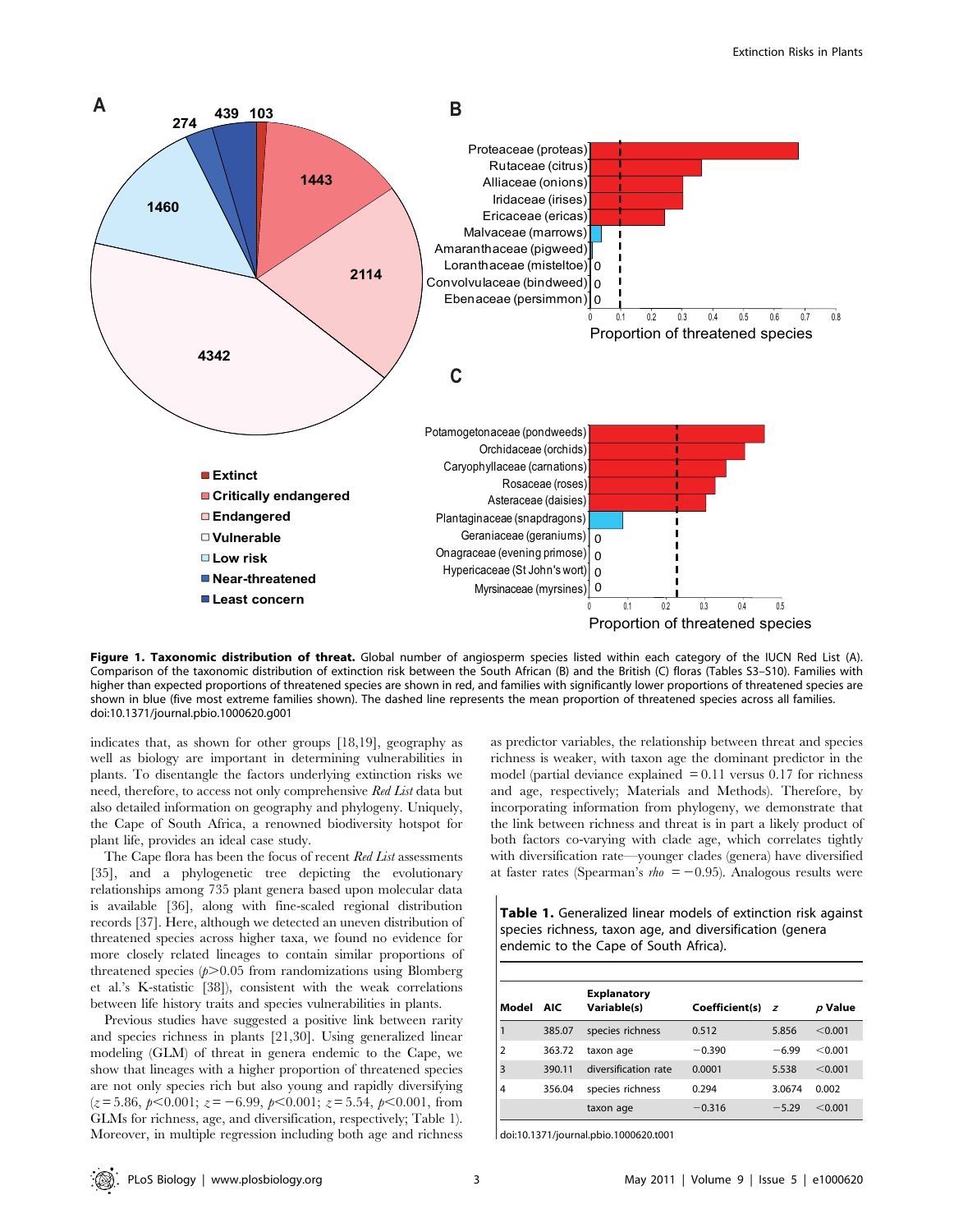**Figure 1. Taxonomic distribution of threat.** Global number of angiosperm species listed within each category of the IUCN Red List (A). Comparison of the taxonomic distribution of extinction risk between the South African (B) and the British (C) floras (Tables S3–S10). Families with higher than expected proportions of threatened species are shown in red, and families with significantly lower proportions of threatened species are shown in blue (five most extreme families shown). The dashed line represents the mean proportion of threatened species across all families. doi:10.1371/journal.pbio.1000620.g001

indicates that, as shown for other groups [18,19], geography as well as biology are important in determining vulnerabilities in plants. To disentangle the factors underlying extinction risks we need, therefore, to access not only comprehensive *Red List* data but also detailed information on geography and phylogeny. Uniquely, the Cape of South Africa, a renowned biodiversity hotspot for plant life, provides an ideal case study.

The Cape flora has been the focus of recent *Red List* assessments [35], and a phylogenetic tree depicting the evolutionary relationships among 735 plant genera based upon molecular data is available [36], along with fine-scaled regional distribution records [37]. Here, although we detected an uneven distribution of threatened species across higher taxa, we found no evidence for more closely related lineages to contain similar proportions of threatened species ($p>0.05$ from randomizations using Blomberg et al.'s K-statistic [38]), consistent with the weak correlations between life history traits and species vulnerabilities in plants.

Previous studies have suggested a positive link between rarity and species richness in plants [21,30]. Using generalized linear modeling (GLM) of threat in genera endemic to the Cape, we show that lineages with a higher proportion of threatened species are not only species rich but also young and rapidly diversifying ($z=5.86$, $p<0.001$; $z=-6.99$, $p<0.001$; $z=5.54$, $p<0.001$, from GLMs for richness, age, and diversification, respectively; Table 1). Moreover, in multiple regression including both age and richness as predictor variables, the relationship between threat and species richness is weaker, with taxon age the dominant predictor in the model (partial deviance explained $=0.11$ versus 0.17 for richness and age, respectively; Materials and Methods). Therefore, by incorporating information from phylogeny, we demonstrate that the link between richness and threat is in part a likely product of both factors co-varying with clade age, which correlates tightly with diversification rate—younger clades (genera) have diversified at faster rates (Spearman's *rho* $=-0.95$). Analogous results were

**Table 1.** Generalized linear models of extinction risk against species richness, taxon age, and diversification (genera endemic to the Cape of South Africa).

| Model | AIC | Explanatory Variable(s) | Coefficient(s) | *z* | *p* Value |
|---|---|---|---|---|---|
| 1 | 385.07 | species richness | 0.512 | 5.856 | <0.001 |
| 2 | 363.72 | taxon age | −0.390 | −6.99 | <0.001 |
| 3 | 390.11 | diversification rate | 0.0001 | 5.538 | <0.001 |
| 4 | 356.04 | species richness | 0.294 | 3.0674 | 0.002 |
| | | taxon age | −0.316 | −5.29 | <0.001 |

doi:10.1371/journal.pbio.1000620.t001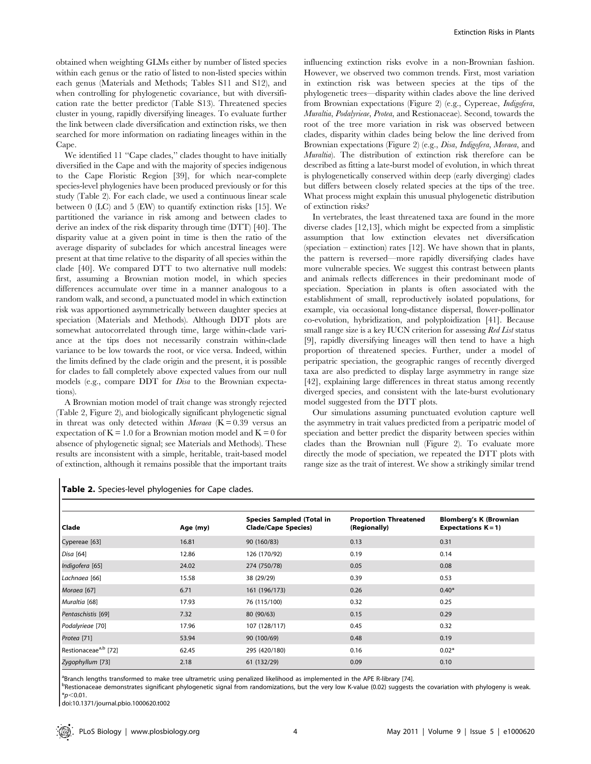obtained when weighting GLMs either by number of listed species within each genus or the ratio of listed to non-listed species within each genus (Materials and Methods; Tables S11 and S12), and when controlling for phylogenetic covariance, but with diversification rate the better predictor (Table S13). Threatened species cluster in young, rapidly diversifying lineages. To evaluate further the link between clade diversification and extinction risks, we then searched for more information on radiating lineages within in the Cape.

We identified 11 "Cape clades," clades thought to have initially diversified in the Cape and with the majority of species indigenous to the Cape Floristic Region [39], for which near-complete species-level phylogenies have been produced previously or for this study (Table 2). For each clade, we used a continuous linear scale between 0 (LC) and 5 (EW) to quantify extinction risks [15]. We partitioned the variance in risk among and between clades to derive an index of the risk disparity through time (DTT) [40]. The disparity value at a given point in time is then the ratio of the average disparity of subclades for which ancestral lineages were present at that time relative to the disparity of all species within the clade [40]. We compared DTT to two alternative null models: first, assuming a Brownian motion model, in which species differences accumulate over time in a manner analogous to a random walk, and second, a punctuated model in which extinction risk was apportioned asymmetrically between daughter species at speciation (Materials and Methods). Although DDT plots are somewhat autocorrelated through time, large within-clade variance at the tips does not necessarily constrain within-clade variance to be low towards the root, or vice versa. Indeed, within the limits defined by the clade origin and the present, it is possible for clades to fall completely above expected values from our null models (e.g., compare DDT for *Disa* to the Brownian expectations).

A Brownian motion model of trait change was strongly rejected (Table 2, Figure 2), and biologically significant phylogenetic signal in threat was only detected within *Moraea* (K = 0.39 versus an expectation of K = 1.0 for a Brownian motion model and K = 0 for absence of phylogenetic signal; see Materials and Methods). These results are inconsistent with a simple, heritable, trait-based model of extinction, although it remains possible that the important traits influencing extinction risks evolve in a non-Brownian fashion. However, we observed two common trends. First, most variation in extinction risk was between species at the tips of the phylogenetic trees—disparity within clades above the line derived from Brownian expectations (Figure 2) (e.g., Cypereae, *Indigofera*, *Muraltia*, *Podalyrieae*, *Protea*, and Restionaceae). Second, towards the root of the tree more variation in risk was observed between clades, disparity within clades being below the line derived from Brownian expectations (Figure 2) (e.g., *Disa*, *Indigofera*, *Moraea*, and *Muraltia*). The distribution of extinction risk therefore can be described as fitting a late-burst model of evolution, in which threat is phylogenetically conserved within deep (early diverging) clades but differs between closely related species at the tips of the tree. What process might explain this unusual phylogenetic distribution of extinction risks?

In vertebrates, the least threatened taxa are found in the more diverse clades [12,13], which might be expected from a simplistic assumption that low extinction elevates net diversification (speciation – extinction) rates [12]. We have shown that in plants, the pattern is reversed—more rapidly diversifying clades have more vulnerable species. We suggest this contrast between plants and animals reflects differences in their predominant mode of speciation. Speciation in plants is often associated with the establishment of small, reproductively isolated populations, for example, via occasional long-distance dispersal, flower-pollinator co-evolution, hybridization, and polyploidization [41]. Because small range size is a key IUCN criterion for assessing *Red List* status [9], rapidly diversifying lineages will then tend to have a high proportion of threatened species. Further, under a model of peripatric speciation, the geographic ranges of recently diverged taxa are also predicted to display large asymmetry in range size [42], explaining large differences in threat status among recently diverged species, and consistent with the late-burst evolutionary model suggested from the DTT plots.

Our simulations assuming punctuated evolution capture well the asymmetry in trait values predicted from a peripatric model of speciation and better predict the disparity between species within clades than the Brownian null (Figure 2). To evaluate more directly the mode of speciation, we repeated the DTT plots with range size as the trait of interest. We show a strikingly similar trend

**Table 2.** Species-level phylogenies for Cape clades.

| Clade | Age (my) | Species Sampled (Total in Clade/Cape Species) | Proportion Threatened (Regionally) | Blomberg's K (Brownian Expectations K = 1) |
|---|---|---|---|---|
| Cypereae [63] | 16.81 | 90 (160/83) | 0.13 | 0.31 |
| *Disa* [64] | 12.86 | 126 (170/92) | 0.19 | 0.14 |
| *Indigofera* [65] | 24.02 | 274 (750/78) | 0.05 | 0.08 |
| *Lachnaea* [66] | 15.58 | 38 (29/29) | 0.39 | 0.53 |
| *Moraea* [67] | 6.71 | 161 (196/173) | 0.26 | 0.40* |
| *Muraltia* [68] | 17.93 | 76 (115/100) | 0.32 | 0.25 |
| *Pentaschistis* [69] | 7.32 | 80 (90/63) | 0.15 | 0.29 |
| *Podalyrieae* [70] | 17.96 | 107 (128/117) | 0.45 | 0.32 |
| *Protea* [71] | 53.94 | 90 (100/69) | 0.48 | 0.19 |
| Restionaceae[a,b] [72] | 62.45 | 295 (420/180) | 0.16 | 0.02* |
| *Zygophyllum* [73] | 2.18 | 61 (132/29) | 0.09 | 0.10 |

[a]Branch lengths transformed to make tree ultrametric using penalized likelihood as implemented in the APE R-library [74].
[b]Restionaceae demonstrates significant phylogenetic signal from randomizations, but the very low K-value (0.02) suggests the covariation with phylogeny is weak.
*$p<0.01$.
doi:10.1371/journal.pbio.1000620.t002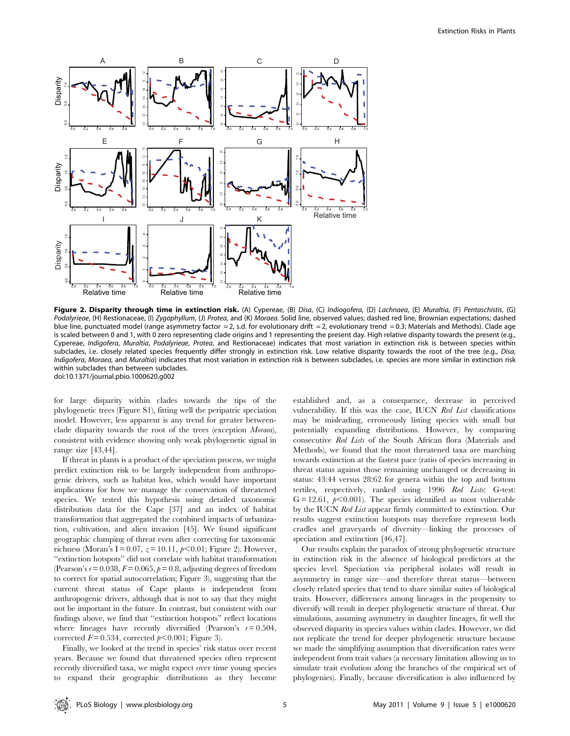**Figure 2. Disparity through time in extinction risk.** (A) Cypereae, (B) *Disa*, (C) *Indiogofera*, (D) *Lachnaea*, (E) *Muraltia*, (F) *Pentaschistis*, (G) *Podalyrieae*, (H) Restionaceae, (I) *Zygophyllum*, (J) *Protea*, and (K) *Moraea*. Solid line, observed values; dashed red line, Brownian expectations; dashed blue line, punctuated model (range asymmetry factor = 2, s.d. for evolutionary drift = 2, evolutionary trend = 0.3; Materials and Methods). Clade age is scaled between 0 and 1, with 0 zero representing clade origins and 1 representing the present day. High relative disparity towards the present (e.g., Cypereae, *Indigofera*, *Muraltia*, *Podalyrieae*, *Protea*, and Restionaceae) indicates that most variation in extinction risk is between species within subclades, i.e. closely related species frequently differ strongly in extinction risk. Low relative disparity towards the root of the tree (e.g., *Disa*, *Indigofera*, *Moraea*, and *Muraltia*) indicates that most variation in extinction risk is between subclades, i.e. species are more similar in extinction risk within subclades than between subclades.
doi:10.1371/journal.pbio.1000620.g002

for large disparity within clades towards the tips of the phylogenetic trees (Figure S1), fitting well the peripatric speciation model. However, less apparent is any trend for greater between-clade disparity towards the root of the trees (exception *Moraea*), consistent with evidence showing only weak phylogenetic signal in range size [43,44].

If threat in plants is a product of the speciation process, we might predict extinction risk to be largely independent from anthropogenic drivers, such as habitat loss, which would have important implications for how we manage the conservation of threatened species. We tested this hypothesis using detailed taxonomic distribution data for the Cape [37] and an index of habitat transformation that aggregated the combined impacts of urbanization, cultivation, and alien invasion [45]. We found significant geographic clumping of threat even after correcting for taxonomic richness (Moran's $I = 0.07$, $z = 10.11$, $p < 0.01$; Figure 2). However, "extinction hotspots" did not correlate with habitat transformation (Pearson's $r = 0.038$, $F = 0.065$, $p = 0.8$, adjusting degrees of freedom to correct for spatial autocorrelation; Figure 3), suggesting that the current threat status of Cape plants is independent from anthropogenic drivers, although that is not to say that they might not be important in the future. In contrast, but consistent with our findings above, we find that "extinction hotspots" reflect locations where lineages have recently diversified (Pearson's $r = 0.504$, corrected $F = 0.534$, corrected $p < 0.001$; Figure 3).

Finally, we looked at the trend in species' risk status over recent years. Because we found that threatened species often represent recently diversified taxa, we might expect over time young species to expand their geographic distributions as they become established and, as a consequence, decrease in perceived vulnerability. If this was the case, IUCN *Red List* classifications may be misleading, erroneously listing species with small but potentially expanding distributions. However, by comparing consecutive *Red Lists* of the South African flora (Materials and Methods), we found that the most threatened taxa are marching towards extinction at the fastest pace (ratio of species increasing in threat status against those remaining unchanged or decreasing in status: 43:44 versus 28:62 for genera within the top and bottom tertiles, respectively, ranked using 1996 *Red Lists*: G-test: $G = 12.61$, $p < 0.001$). The species identified as most vulnerable by the IUCN *Red List* appear firmly committed to extinction. Our results suggest extinction hotspots may therefore represent both cradles and graveyards of diversity—linking the processes of speciation and extinction [46,47].

Our results explain the paradox of strong phylogenetic structure in extinction risk in the absence of biological predictors at the species level. Speciation via peripheral isolates will result in asymmetry in range size—and therefore threat status—between closely related species that tend to share similar suites of biological traits. However, differences among lineages in the propensity to diversify will result in deeper phylogenetic structure of threat. Our simulations, assuming asymmetry in daughter lineages, fit well the observed disparity in species values within clades. However, we did not replicate the trend for deeper phylogenetic structure because we made the simplifying assumption that diversification rates were independent from trait values (a necessary limitation allowing us to simulate trait evolution along the branches of the empirical set of phylogenies). Finally, because diversification is also influenced by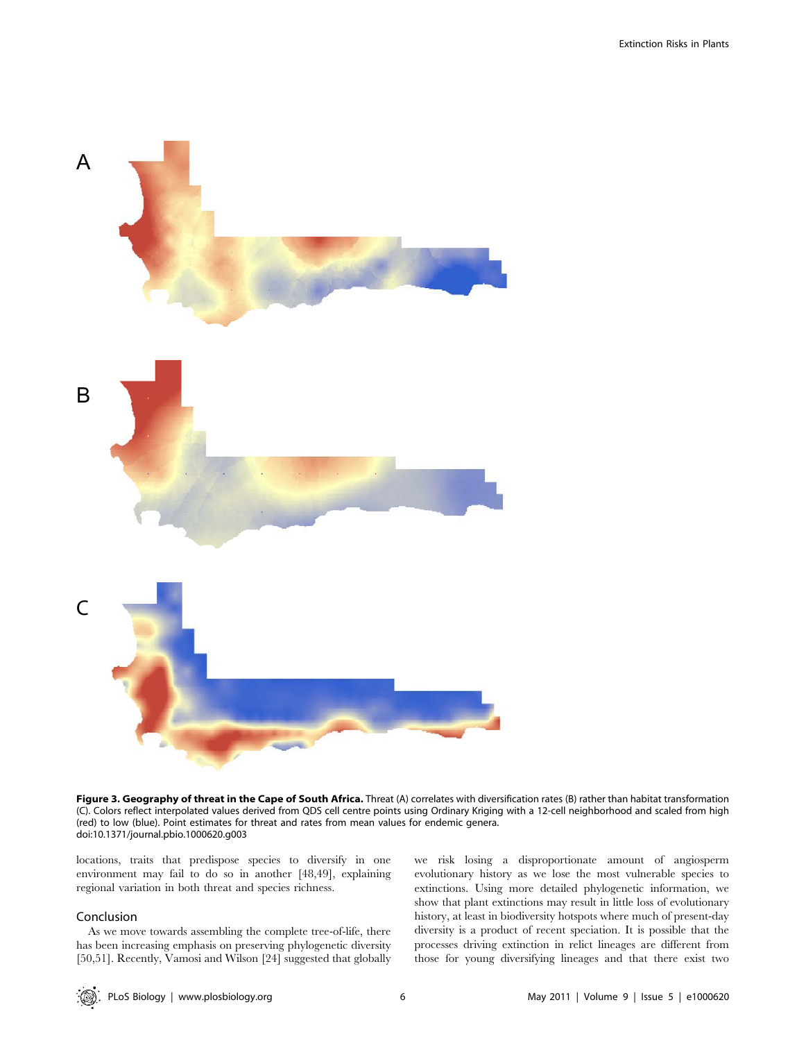**Figure 3. Geography of threat in the Cape of South Africa.** Threat (A) correlates with diversification rates (B) rather than habitat transformation (C). Colors reflect interpolated values derived from QDS cell centre points using Ordinary Kriging with a 12-cell neighborhood and scaled from high (red) to low (blue). Point estimates for threat and rates from mean values for endemic genera.
doi:10.1371/journal.pbio.1000620.g003

locations, traits that predispose species to diversify in one environment may fail to do so in another [48,49], explaining regional variation in both threat and species richness.

## Conclusion

As we move towards assembling the complete tree-of-life, there has been increasing emphasis on preserving phylogenetic diversity [50,51]. Recently, Vamosi and Wilson [24] suggested that globally we risk losing a disproportionate amount of angiosperm evolutionary history as we lose the most vulnerable species to extinctions. Using more detailed phylogenetic information, we show that plant extinctions may result in little loss of evolutionary history, at least in biodiversity hotspots where much of present-day diversity is a product of recent speciation. It is possible that the processes driving extinction in relict lineages are different from those for young diversifying lineages and that there exist two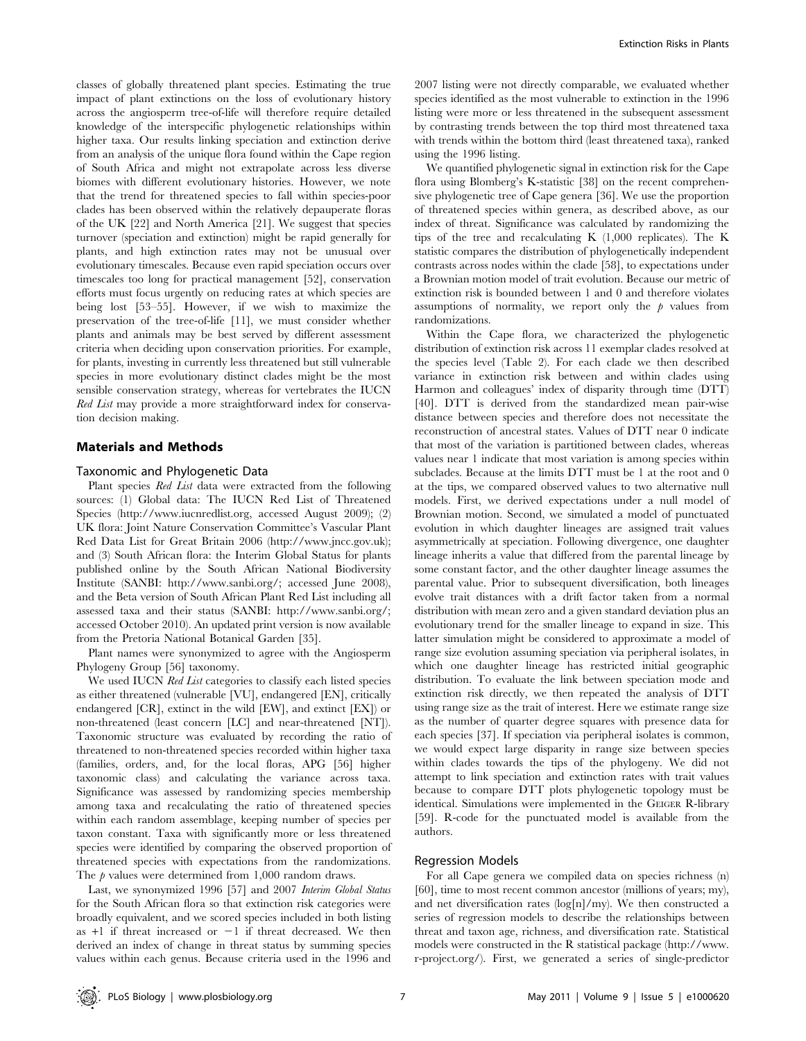classes of globally threatened plant species. Estimating the true impact of plant extinctions on the loss of evolutionary history across the angiosperm tree-of-life will therefore require detailed knowledge of the interspecific phylogenetic relationships within higher taxa. Our results linking speciation and extinction derive from an analysis of the unique flora found within the Cape region of South Africa and might not extrapolate across less diverse biomes with different evolutionary histories. However, we note that the trend for threatened species to fall within species-poor clades has been observed within the relatively depauperate floras of the UK [22] and North America [21]. We suggest that species turnover (speciation and extinction) might be rapid generally for plants, and high extinction rates may not be unusual over evolutionary timescales. Because even rapid speciation occurs over timescales too long for practical management [52], conservation efforts must focus urgently on reducing rates at which species are being lost [53–55]. However, if we wish to maximize the preservation of the tree-of-life [11], we must consider whether plants and animals may be best served by different assessment criteria when deciding upon conservation priorities. For example, for plants, investing in currently less threatened but still vulnerable species in more evolutionary distinct clades might be the most sensible conservation strategy, whereas for vertebrates the IUCN *Red List* may provide a more straightforward index for conservation decision making.

## Materials and Methods

### Taxonomic and Phylogenetic Data

Plant species *Red List* data were extracted from the following sources: (1) Global data: The IUCN Red List of Threatened Species (http://www.iucnredlist.org, accessed August 2009); (2) UK flora: Joint Nature Conservation Committee's Vascular Plant Red Data List for Great Britain 2006 (http://www.jncc.gov.uk); and (3) South African flora: the Interim Global Status for plants published online by the South African National Biodiversity Institute (SANBI: http://www.sanbi.org/; accessed June 2008), and the Beta version of South African Plant Red List including all assessed taxa and their status (SANBI: http://www.sanbi.org/; accessed October 2010). An updated print version is now available from the Pretoria National Botanical Garden [35].

Plant names were synonymized to agree with the Angiosperm Phylogeny Group [56] taxonomy.

We used IUCN *Red List* categories to classify each listed species as either threatened (vulnerable [VU], endangered [EN], critically endangered [CR], extinct in the wild [EW], and extinct [EX]) or non-threatened (least concern [LC] and near-threatened [NT]). Taxonomic structure was evaluated by recording the ratio of threatened to non-threatened species recorded within higher taxa (families, orders, and, for the local floras, APG [56] higher taxonomic class) and calculating the variance across taxa. Significance was assessed by randomizing species membership among taxa and recalculating the ratio of threatened species within each random assemblage, keeping number of species per taxon constant. Taxa with significantly more or less threatened species were identified by comparing the observed proportion of threatened species with expectations from the randomizations. The $p$ values were determined from 1,000 random draws.

Last, we synonymized 1996 [57] and 2007 *Interim Global Status* for the South African flora so that extinction risk categories were broadly equivalent, and we scored species included in both listing as +1 if threat increased or −1 if threat decreased. We then derived an index of change in threat status by summing species values within each genus. Because criteria used in the 1996 and 2007 listing were not directly comparable, we evaluated whether species identified as the most vulnerable to extinction in the 1996 listing were more or less threatened in the subsequent assessment by contrasting trends between the top third most threatened taxa with trends within the bottom third (least threatened taxa), ranked using the 1996 listing.

We quantified phylogenetic signal in extinction risk for the Cape flora using Blomberg's K-statistic [38] on the recent comprehensive phylogenetic tree of Cape genera [36]. We use the proportion of threatened species within genera, as described above, as our index of threat. Significance was calculated by randomizing the tips of the tree and recalculating K (1,000 replicates). The K statistic compares the distribution of phylogenetically independent contrasts across nodes within the clade [58], to expectations under a Brownian motion model of trait evolution. Because our metric of extinction risk is bounded between 1 and 0 and therefore violates assumptions of normality, we report only the $p$ values from randomizations.

Within the Cape flora, we characterized the phylogenetic distribution of extinction risk across 11 exemplar clades resolved at the species level (Table 2). For each clade we then described variance in extinction risk between and within clades using Harmon and colleagues' index of disparity through time (DTT) [40]. DTT is derived from the standardized mean pair-wise distance between species and therefore does not necessitate the reconstruction of ancestral states. Values of DTT near 0 indicate that most of the variation is partitioned between clades, whereas values near 1 indicate that most variation is among species within subclades. Because at the limits DTT must be 1 at the root and 0 at the tips, we compared observed values to two alternative null models. First, we derived expectations under a null model of Brownian motion. Second, we simulated a model of punctuated evolution in which daughter lineages are assigned trait values asymmetrically at speciation. Following divergence, one daughter lineage inherits a value that differed from the parental lineage by some constant factor, and the other daughter lineage assumes the parental value. Prior to subsequent diversification, both lineages evolve trait distances with a drift factor taken from a normal distribution with mean zero and a given standard deviation plus an evolutionary trend for the smaller lineage to expand in size. This latter simulation might be considered to approximate a model of range size evolution assuming speciation via peripheral isolates, in which one daughter lineage has restricted initial geographic distribution. To evaluate the link between speciation mode and extinction risk directly, we then repeated the analysis of DTT using range size as the trait of interest. Here we estimate range size as the number of quarter degree squares with presence data for each species [37]. If speciation via peripheral isolates is common, we would expect large disparity in range size between species within clades towards the tips of the phylogeny. We did not attempt to link speciation and extinction rates with trait values because to compare DTT plots phylogenetic topology must be identical. Simulations were implemented in the Geiger R-library [59]. R-code for the punctuated model is available from the authors.

### Regression Models

For all Cape genera we compiled data on species richness (n) [60], time to most recent common ancestor (millions of years; my), and net diversification rates (log[n]/my). We then constructed a series of regression models to describe the relationships between threat and taxon age, richness, and diversification rate. Statistical models were constructed in the R statistical package (http://www.r-project.org/). First, we generated a series of single-predictor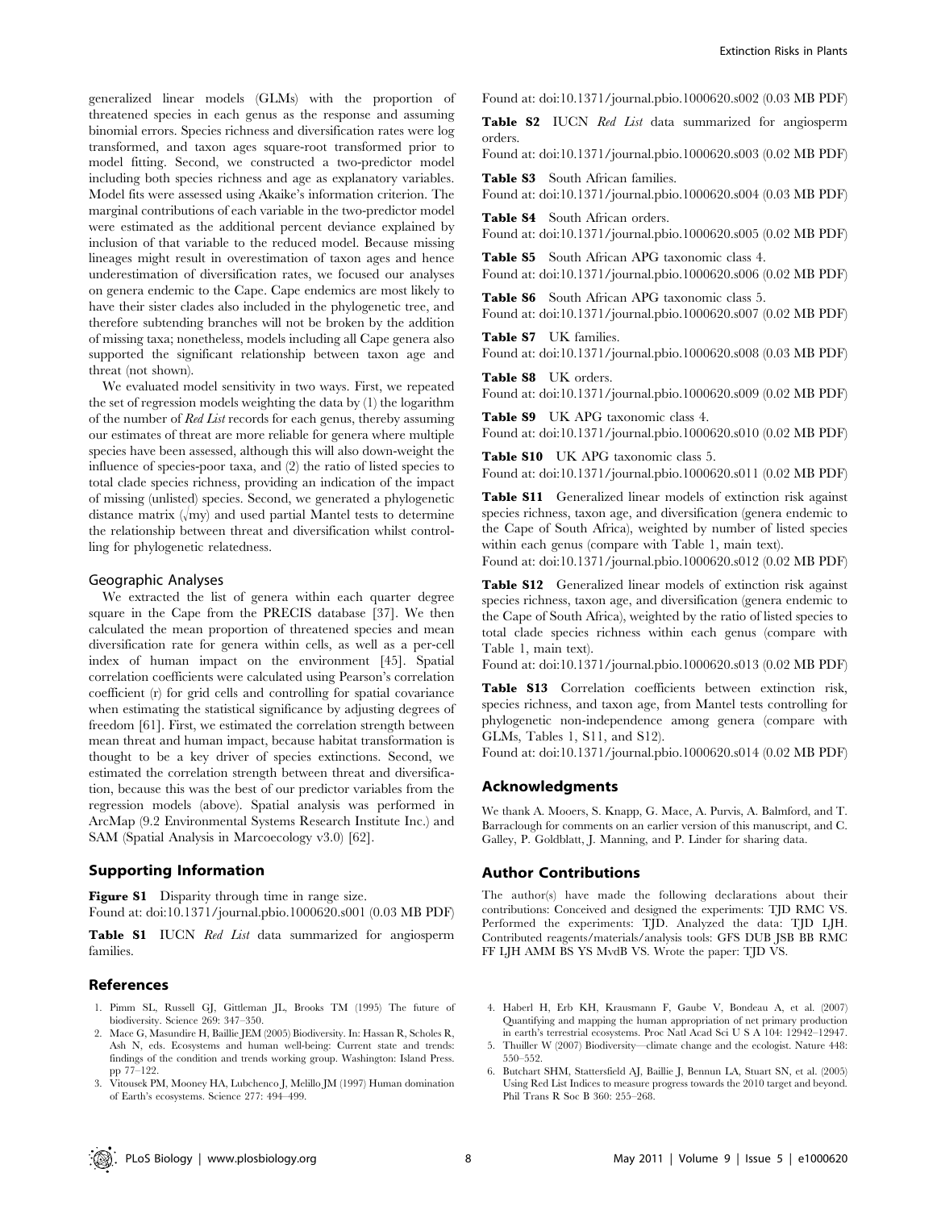generalized linear models (GLMs) with the proportion of threatened species in each genus as the response and assuming binomial errors. Species richness and diversification rates were log transformed, and taxon ages square-root transformed prior to model fitting. Second, we constructed a two-predictor model including both species richness and age as explanatory variables. Model fits were assessed using Akaike's information criterion. The marginal contributions of each variable in the two-predictor model were estimated as the additional percent deviance explained by inclusion of that variable to the reduced model. Because missing lineages might result in overestimation of taxon ages and hence underestimation of diversification rates, we focused our analyses on genera endemic to the Cape. Cape endemics are most likely to have their sister clades also included in the phylogenetic tree, and therefore subtending branches will not be broken by the addition of missing taxa; nonetheless, models including all Cape genera also supported the significant relationship between taxon age and threat (not shown).

We evaluated model sensitivity in two ways. First, we repeated the set of regression models weighting the data by (1) the logarithm of the number of *Red List* records for each genus, thereby assuming our estimates of threat are more reliable for genera where multiple species have been assessed, although this will also down-weight the influence of species-poor taxa, and (2) the ratio of listed species to total clade species richness, providing an indication of the impact of missing (unlisted) species. Second, we generated a phylogenetic distance matrix ($\sqrt{\text{my}}$) and used partial Mantel tests to determine the relationship between threat and diversification whilst controlling for phylogenetic relatedness.

### Geographic Analyses

We extracted the list of genera within each quarter degree square in the Cape from the PRECIS database [37]. We then calculated the mean proportion of threatened species and mean diversification rate for genera within cells, as well as a per-cell index of human impact on the environment [45]. Spatial correlation coefficients were calculated using Pearson's correlation coefficient (r) for grid cells and controlling for spatial covariance when estimating the statistical significance by adjusting degrees of freedom [61]. First, we estimated the correlation strength between mean threat and human impact, because habitat transformation is thought to be a key driver of species extinctions. Second, we estimated the correlation strength between threat and diversification, because this was the best of our predictor variables from the regression models (above). Spatial analysis was performed in ArcMap (9.2 Environmental Systems Research Institute Inc.) and SAM (Spatial Analysis in Marcoecology v3.0) [62].

## Supporting Information

**Figure S1** Disparity through time in range size.
Found at: doi:10.1371/journal.pbio.1000620.s001 (0.03 MB PDF)

**Table S1** IUCN *Red List* data summarized for angiosperm families.
Found at: doi:10.1371/journal.pbio.1000620.s002 (0.03 MB PDF)

**Table S2** IUCN *Red List* data summarized for angiosperm orders.
Found at: doi:10.1371/journal.pbio.1000620.s003 (0.02 MB PDF)

**Table S3** South African families.
Found at: doi:10.1371/journal.pbio.1000620.s004 (0.03 MB PDF)

**Table S4** South African orders.
Found at: doi:10.1371/journal.pbio.1000620.s005 (0.02 MB PDF)

**Table S5** South African APG taxonomic class 4.
Found at: doi:10.1371/journal.pbio.1000620.s006 (0.02 MB PDF)

**Table S6** South African APG taxonomic class 5.
Found at: doi:10.1371/journal.pbio.1000620.s007 (0.02 MB PDF)

**Table S7** UK families.
Found at: doi:10.1371/journal.pbio.1000620.s008 (0.03 MB PDF)

**Table S8** UK orders.
Found at: doi:10.1371/journal.pbio.1000620.s009 (0.02 MB PDF)

**Table S9** UK APG taxonomic class 4.
Found at: doi:10.1371/journal.pbio.1000620.s010 (0.02 MB PDF)

**Table S10** UK APG taxonomic class 5.
Found at: doi:10.1371/journal.pbio.1000620.s011 (0.02 MB PDF)

**Table S11** Generalized linear models of extinction risk against species richness, taxon age, and diversification (genera endemic to the Cape of South Africa), weighted by number of listed species within each genus (compare with Table 1, main text).
Found at: doi:10.1371/journal.pbio.1000620.s012 (0.02 MB PDF)

**Table S12** Generalized linear models of extinction risk against species richness, taxon age, and diversification (genera endemic to the Cape of South Africa), weighted by the ratio of listed species to total clade species richness within each genus (compare with Table 1, main text).
Found at: doi:10.1371/journal.pbio.1000620.s013 (0.02 MB PDF)

**Table S13** Correlation coefficients between extinction risk, species richness, and taxon age, from Mantel tests controlling for phylogenetic non-independence among genera (compare with GLMs, Tables 1, S11, and S12).
Found at: doi:10.1371/journal.pbio.1000620.s014 (0.02 MB PDF)

## Acknowledgments

We thank A. Mooers, S. Knapp, G. Mace, A. Purvis, A. Balmford, and T. Barraclough for comments on an earlier version of this manuscript, and C. Galley, P. Goldblatt, J. Manning, and P. Linder for sharing data.

## Author Contributions

The author(s) have made the following declarations about their contributions: Conceived and designed the experiments: TJD RMC VS. Performed the experiments: TJD. Analyzed the data: TJD LJH. Contributed reagents/materials/analysis tools: GFS DUB JSB BB RMC FF LJH AMM BS YS MvdB VS. Wrote the paper: TJD VS.

## References

1. Pimm SL, Russell GJ, Gittleman JL, Brooks TM (1995) The future of biodiversity. Science 269: 347–350.
2. Mace G, Masundire H, Baillie JEM (2005) Biodiversity. In: Hassan R, Scholes R, Ash N, eds. Ecosystems and human well-being: Current state and trends: findings of the condition and trends working group. Washington: Island Press. pp 77–122.
3. Vitousek PM, Mooney HA, Lubchenco J, Melillo JM (1997) Human domination of Earth's ecosystems. Science 277: 494–499.
4. Haberl H, Erb KH, Krausmann F, Gaube V, Bondeau A, et al. (2007) Quantifying and mapping the human appropriation of net primary production in earth's terrestrial ecosystems. Proc Natl Acad Sci U S A 104: 12942–12947.
5. Thuiller W (2007) Biodiversity—climate change and the ecologist. Nature 448: 550–552.
6. Butchart SHM, Stattersfield AJ, Baillie J, Bennun LA, Stuart SN, et al. (2005) Using Red List Indices to measure progress towards the 2010 target and beyond. Phil Trans R Soc B 360: 255–268.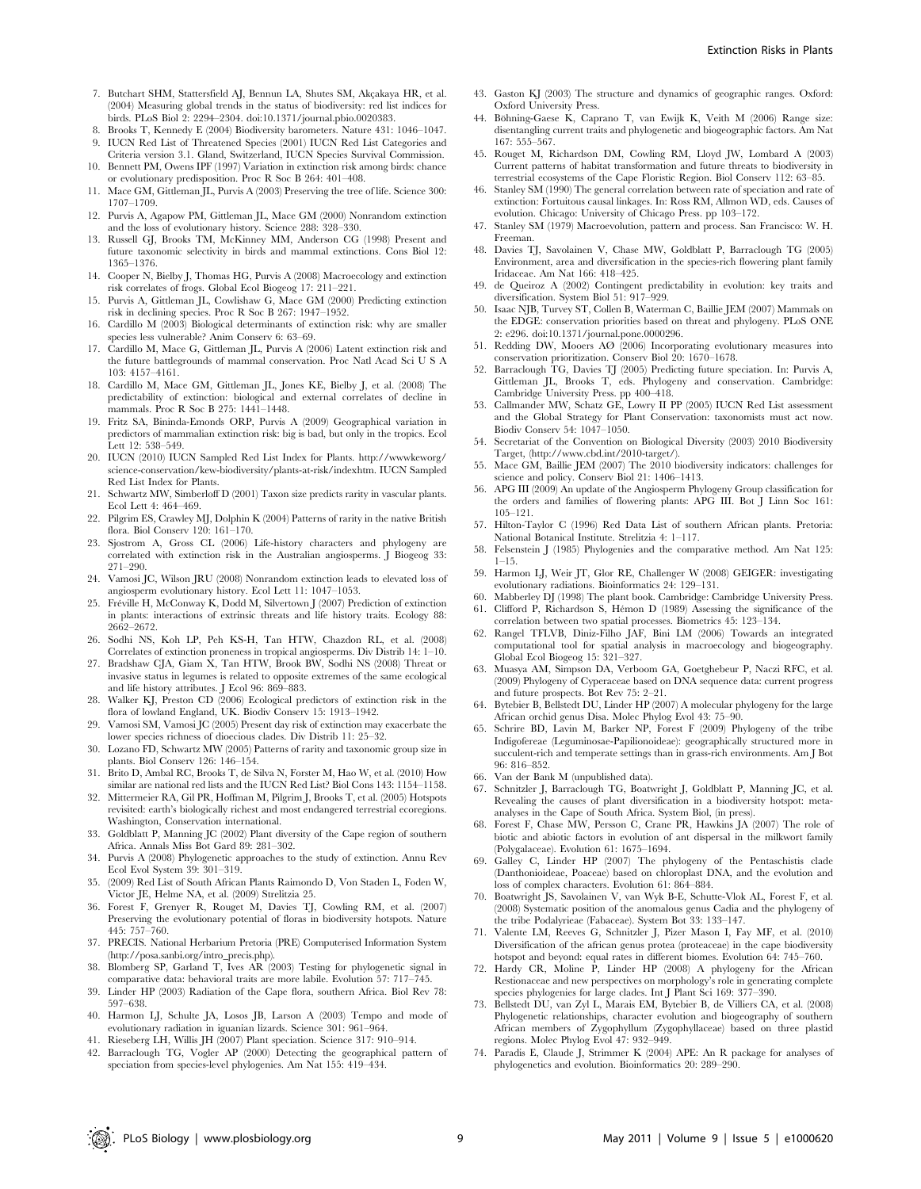7. Butchart SHM, Stattersfield AJ, Bennun LA, Shutes SM, Akçakaya HR, et al. (2004) Measuring global trends in the status of biodiversity: red list indices for birds. PLoS Biol 2: 2294–2304. doi:10.1371/journal.pbio.0020383.
8. Brooks T, Kennedy E (2004) Biodiversity barometers. Nature 431: 1046–1047.
9. IUCN Red List of Threatened Species (2001) IUCN Red List Categories and Criteria version 3.1. Gland, Switzerland, IUCN Species Survival Commission.
10. Bennett PM, Owens IPF (1997) Variation in extinction risk among birds: chance or evolutionary predisposition. Proc R Soc B 264: 401–408.
11. Mace GM, Gittleman JL, Purvis A (2003) Preserving the tree of life. Science 300: 1707–1709.
12. Purvis A, Agapow PM, Gittleman JL, Mace GM (2000) Nonrandom extinction and the loss of evolutionary history. Science 288: 328–330.
13. Russell GJ, Brooks TM, McKinney MM, Anderson CG (1998) Present and future taxonomic selectivity in birds and mammal extinctions. Cons Biol 12: 1365–1376.
14. Cooper N, Bielby J, Thomas HG, Purvis A (2008) Macroecology and extinction risk correlates of frogs. Global Ecol Biogeog 17: 211–221.
15. Purvis A, Gittleman JL, Cowlishaw G, Mace GM (2000) Predicting extinction risk in declining species. Proc R Soc B 267: 1947–1952.
16. Cardillo M (2003) Biological determinants of extinction risk: why are smaller species less vulnerable? Anim Conserv 6: 63–69.
17. Cardillo M, Mace G, Gittleman JL, Purvis A (2006) Latent extinction risk and the future battlegrounds of mammal conservation. Proc Natl Acad Sci U S A 103: 4157–4161.
18. Cardillo M, Mace GM, Gittleman JL, Jones KE, Bielby J, et al. (2008) The predictability of extinction: biological and external correlates of decline in mammals. Proc R Soc B 275: 1441–1448.
19. Fritz SA, Bininda-Emonds ORP, Purvis A (2009) Geographical variation in predictors of mammalian extinction risk: big is bad, but only in the tropics. Ecol Lett 12: 538–549.
20. IUCN (2010) IUCN Sampled Red List Index for Plants. http://wwwkeworg/science-conservation/kew-biodiversity/plants-at-risk/indexhtm. IUCN Sampled Red List Index for Plants.
21. Schwartz MW, Simberloff D (2001) Taxon size predicts rarity in vascular plants. Ecol Lett 4: 464–469.
22. Pilgrim ES, Crawley MJ, Dolphin K (2004) Patterns of rarity in the native British flora. Biol Conserv 120: 161–170.
23. Sjostrom A, Gross CL (2006) Life-history characters and phylogeny are correlated with extinction risk in the Australian angiosperms. J Biogeog 33: 271–290.
24. Vamosi JC, Wilson JRU (2008) Nonrandom extinction leads to elevated loss of angiosperm evolutionary history. Ecol Lett 11: 1047–1053.
25. Fréville H, McConway K, Dodd M, Silvertown J (2007) Prediction of extinction in plants: interactions of extrinsic threats and life history traits. Ecology 88: 2662–2672.
26. Sodhi NS, Koh LP, Peh KS-H, Tan HTW, Chazdon RL, et al. (2008) Correlates of extinction proneness in tropical angiosperms. Div Distrib 14: 1–10.
27. Bradshaw CJA, Giam X, Tan HTW, Brook BW, Sodhi NS (2008) Threat or invasive status in legumes is related to opposite extremes of the same ecological and life history attributes. J Ecol 96: 869–883.
28. Walker KJ, Preston CD (2006) Ecological predictors of extinction risk in the flora of lowland England, UK. Biodiv Conserv 15: 1913–1942.
29. Vamosi SM, Vamosi JC (2005) Present day risk of extinction may exacerbate the lower species richness of dioecious clades. Div Distrib 11: 25–32.
30. Lozano FD, Schwartz MW (2005) Patterns of rarity and taxonomic group size in plants. Biol Conserv 126: 146–154.
31. Brito D, Ambal RC, Brooks T, de Silva N, Forster M, Hao W, et al. (2010) How similar are national red lists and the IUCN Red List? Biol Cons 143: 1154–1158.
32. Mittermeier RA, Gil PR, Hoffman M, Pilgrim J, Brooks T, et al. (2005) Hotspots revisited: earth's biologically richest and most endangered terrestrial ecoregions. Washington, Conservation international.
33. Goldblatt P, Manning JC (2002) Plant diversity of the Cape region of southern Africa. Annals Miss Bot Gard 89: 281–302.
34. Purvis A (2008) Phylogenetic approaches to the study of extinction. Annu Rev Ecol Evol System 39: 301–319.
35. (2009) Red List of South African Plants Raimondo D, Von Staden L, Foden W, Victor JE, Helme NA, et al. (2009) Strelitzia 25.
36. Forest F, Grenyer R, Rouget M, Davies TJ, Cowling RM, et al. (2007) Preserving the evolutionary potential of floras in biodiversity hotspots. Nature 445: 757–760.
37. PRECIS. National Herbarium Pretoria (PRE) Computerised Information System (http://posa.sanbi.org/intro_precis.php).
38. Blomberg SP, Garland T, Ives AR (2003) Testing for phylogenetic signal in comparative data: behavioral traits are more labile. Evolution 57: 717–745.
39. Linder HP (2003) Radiation of the Cape flora, southern Africa. Biol Rev 78: 597–638.
40. Harmon LJ, Schulte JA, Losos JB, Larson A (2003) Tempo and mode of evolutionary radiation in iguanian lizards. Science 301: 961–964.
41. Rieseberg LH, Willis JH (2007) Plant speciation. Science 317: 910–914.
42. Barraclough TG, Vogler AP (2000) Detecting the geographical pattern of speciation from species-level phylogenies. Am Nat 155: 419–434.
43. Gaston KJ (2003) The structure and dynamics of geographic ranges. Oxford: Oxford University Press.
44. Böhning-Gaese K, Caprano T, van Ewijk K, Veith M (2006) Range size: disentangling current traits and phylogenetic and biogeographic factors. Am Nat 167: 555–567.
45. Rouget M, Richardson DM, Cowling RM, Lloyd JW, Lombard A (2003) Current patterns of habitat transformation and future threats to biodiversity in terrestrial ecosystems of the Cape Floristic Region. Biol Conserv 112: 63–85.
46. Stanley SM (1990) The general correlation between rate of speciation and rate of extinction: Fortuitous causal linkages. In: Ross RM, Allmon WD, eds. Causes of evolution. Chicago: University of Chicago Press. pp 103–172.
47. Stanley SM (1979) Macroevolution, pattern and process. San Francisco: W. H. Freeman.
48. Davies TJ, Savolainen V, Chase MW, Goldblatt P, Barraclough TG (2005) Environment, area and diversification in the species-rich flowering plant family Iridaceae. Am Nat 166: 418–425.
49. de Queiroz A (2002) Contingent predictability in evolution: key traits and diversification. System Biol 51: 917–929.
50. Isaac NJB, Turvey ST, Collen B, Waterman C, Baillie JEM (2007) Mammals on the EDGE: conservation priorities based on threat and phylogeny. PLoS ONE 2: e296. doi:10.1371/journal.pone.0000296.
51. Redding DW, Mooers AØ (2006) Incorporating evolutionary measures into conservation prioritization. Conserv Biol 20: 1670–1678.
52. Barraclough TG, Davies TJ (2005) Predicting future speciation. In: Purvis A, Gittleman JL, Brooks T, eds. Phylogeny and conservation. Cambridge: Cambridge University Press. pp 400–418.
53. Callmander MW, Schatz GE, Lowry II PP (2005) IUCN Red List assessment and the Global Strategy for Plant Conservation: taxonomists must act now. Biodiv Conserv 54: 1047–1050.
54. Secretariat of the Convention on Biological Diversity (2003) 2010 Biodiversity Target, (http://www.cbd.int/2010-target/).
55. Mace GM, Baillie JEM (2007) The 2010 biodiversity indicators: challenges for science and policy. Conserv Biol 21: 1406–1413.
56. APG III (2009) An update of the Angiosperm Phylogeny Group classification for the orders and families of flowering plants: APG III. Bot J Linn Soc 161: 105–121.
57. Hilton-Taylor C (1996) Red Data List of southern African plants. Pretoria: National Botanical Institute. Strelitzia 4: 1–117.
58. Felsenstein J (1985) Phylogenies and the comparative method. Am Nat 125: 1–15.
59. Harmon LJ, Weir JT, Glor RE, Challenger W (2008) GEIGER: investigating evolutionary radiations. Bioinformatics 24: 129–131.
60. Mabberley DJ (1998) The plant book. Cambridge: Cambridge University Press.
61. Clifford P, Richardson S, Hémon D (1989) Assessing the significance of the correlation between two spatial processes. Biometrics 45: 123–134.
62. Rangel TFLVB, Diniz-Filho JAF, Bini LM (2006) Towards an integrated computational tool for spatial analysis in macroecology and biogeography. Global Ecol Biogeog 15: 321–327.
63. Muasya AM, Simpson DA, Verboom GA, Goetghebeur P, Naczi RFC, et al. (2009) Phylogeny of Cyperaceae based on DNA sequence data: current progress and future prospects. Bot Rev 75: 2–21.
64. Bytebier B, Bellstedt DU, Linder HP (2007) A molecular phylogeny for the large African orchid genus Disa. Molec Phylog Evol 43: 75–90.
65. Schrire BD, Lavin M, Barker NP, Forest F (2009) Phylogeny of the tribe Indigofereae (Leguminosae-Papilionoideae): geographically structured more in succulent-rich and temperate settings than in grass-rich environments. Am J Bot 96: 816–852.
66. Van der Bank M (unpublished data).
67. Schnitzler J, Barraclough TG, Boatwright J, Goldblatt P, Manning JC, et al. Revealing the causes of plant diversification in a biodiversity hotspot: meta-analyses in the Cape of South Africa. System Biol, (in press).
68. Forest F, Chase MW, Persson C, Crane PR, Hawkins JA (2007) The role of biotic and abiotic factors in evolution of ant dispersal in the milkwort family (Polygalaceae). Evolution 61: 1675–1694.
69. Galley C, Linder HP (2007) The phylogeny of the Pentaschistis clade (Danthonioideae, Poaceae) based on chloroplast DNA, and the evolution and loss of complex characters. Evolution 61: 864–884.
70. Boatwright JS, Savolainen V, van Wyk B-E, Schutte-Vlok AL, Forest F, et al. (2008) Systematic position of the anomalous genus Cadia and the phylogeny of the tribe Podalyrieae (Fabaceae). System Bot 33: 133–147.
71. Valente LM, Reeves G, Schnitzler J, Pizer Mason I, Fay MF, et al. (2010) Diversification of the african genus protea (proteaceae) in the cape biodiversity hotspot and beyond: equal rates in different biomes. Evolution 64: 745–760.
72. Hardy CR, Moline P, Linder HP (2008) A phylogeny for the African Restionaceae and new perspectives on morphology's role in generating complete species phylogenies for large clades. Int J Plant Sci 169: 377–390.
73. Bellstedt DU, van Zyl L, Marais EM, Bytebier B, de Villiers CA, et al. (2008) Phylogenetic relationships, character evolution and biogeography of southern African members of Zygophyllum (Zygophyllaceae) based on three plastid regions. Molec Phylog Evol 47: 932–949.
74. Paradis E, Claude J, Strimmer K (2004) APE: An R package for analyses of phylogenetics and evolution. Bioinformatics 20: 289–290.